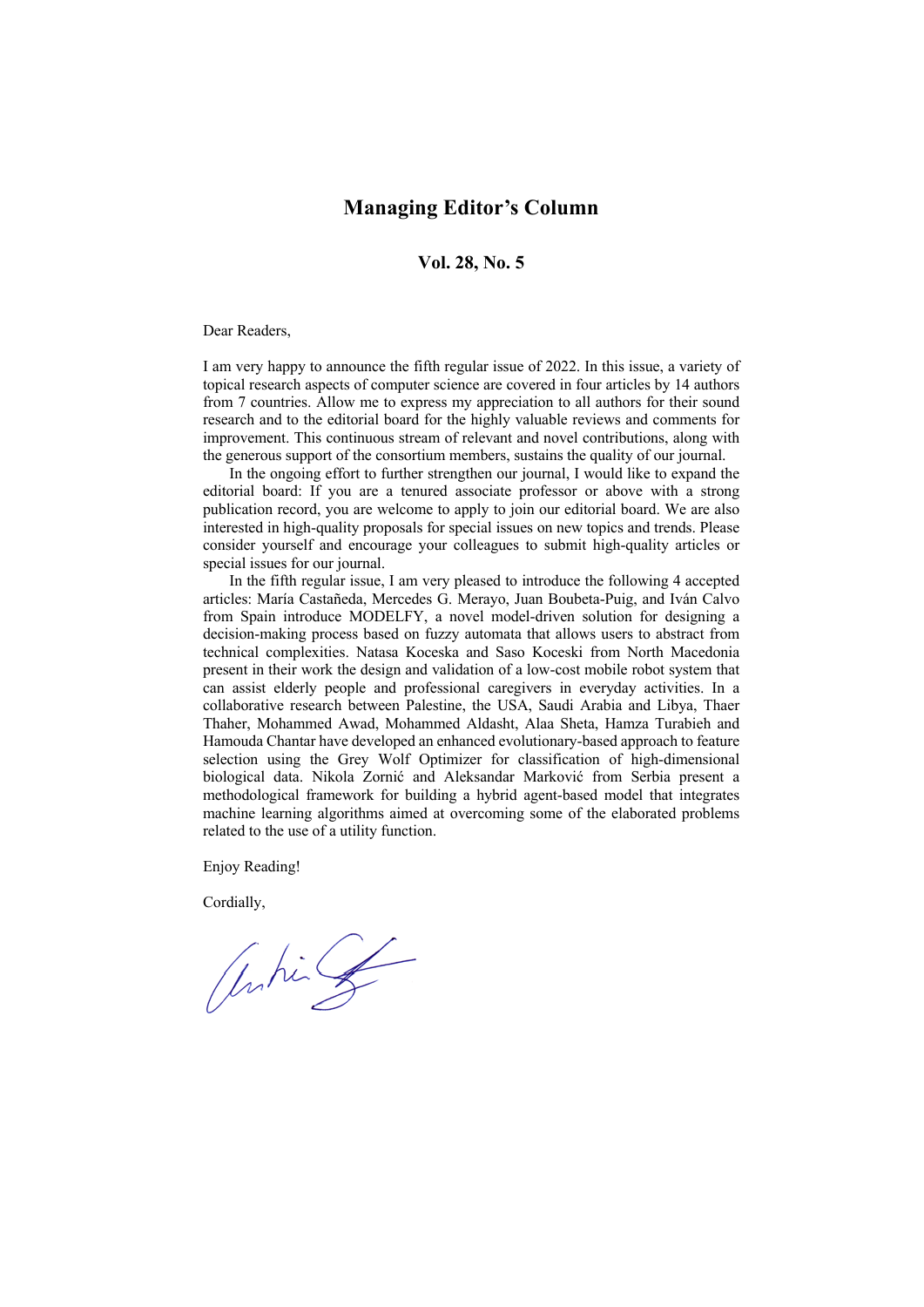# Managing Editor's Column

## Vol. 28, No. 5

Dear Readers,

I am very happy to announce the fifth regular issue of 2022. In this issue, a variety of topical research aspects of computer science are covered in four articles by 14 authors from 7 countries. Allow me to express my appreciation to all authors for their sound research and to the editorial board for the highly valuable reviews and comments for improvement. This continuous stream of relevant and novel contributions, along with the generous support of the consortium members, sustains the quality of our journal.

In the ongoing effort to further strengthen our journal, I would like to expand the editorial board: If you are a tenured associate professor or above with a strong publication record, you are welcome to apply to join our editorial board. We are also interested in high-quality proposals for special issues on new topics and trends. Please consider yourself and encourage your colleagues to submit high-quality articles or special issues for our journal.

In the fifth regular issue, I am very pleased to introduce the following 4 accepted articles: María Castañeda, Mercedes G. Merayo, Juan Boubeta-Puig, and Iván Calvo from Spain introduce MODELFY, a novel model-driven solution for designing a decision-making process based on fuzzy automata that allows users to abstract from technical complexities. Natasa Koceska and Saso Koceski from North Macedonia present in their work the design and validation of a low-cost mobile robot system that can assist elderly people and professional caregivers in everyday activities. In a collaborative research between Palestine, the USA, Saudi Arabia and Libya, Thaer Thaher, Mohammed Awad, Mohammed Aldasht, Alaa Sheta, Hamza Turabieh and Hamouda Chantar have developed an enhanced evolutionary-based approach to feature selection using the Grey Wolf Optimizer for classification of high-dimensional biological data. Nikola Zornić and Aleksandar Marković from Serbia present a methodological framework for building a hybrid agent-based model that integrates machine learning algorithms aimed at overcoming some of the elaborated problems related to the use of a utility function.

Enjoy Reading!

Cordially,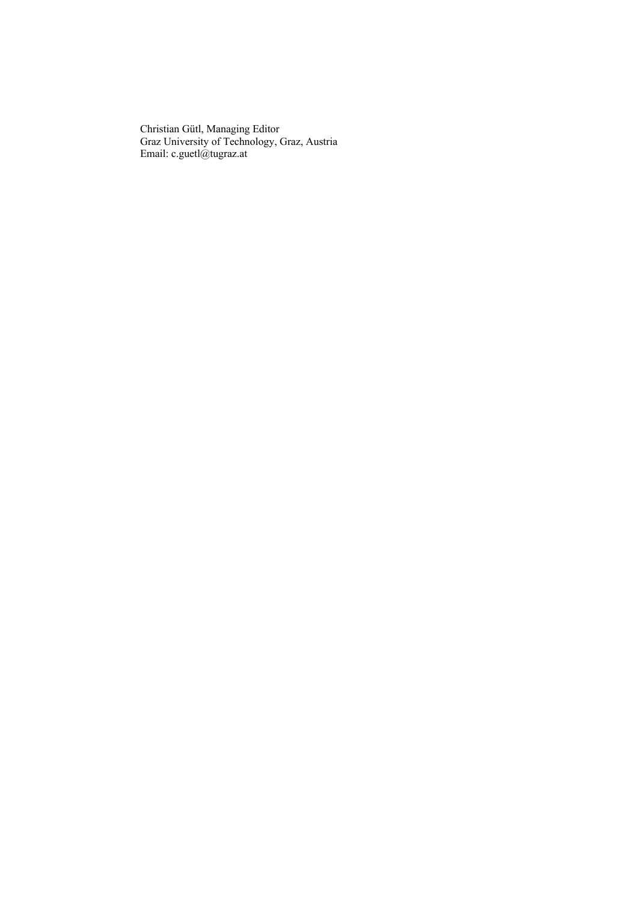Christian Gütl, Managing Editor
Graz University of Technology, Graz, Austria
Email: c.guetl@tugraz.at